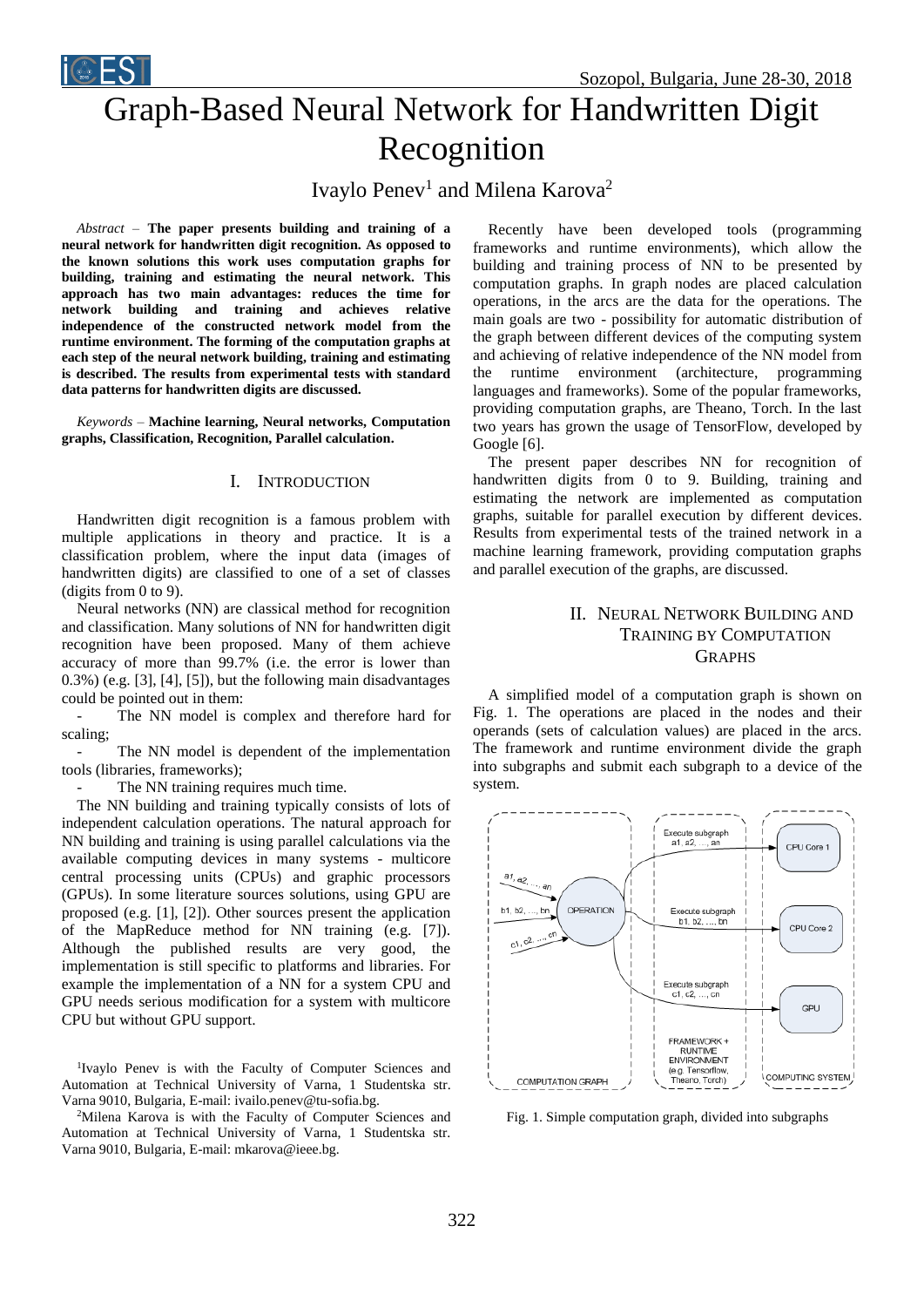# Graph-Based Neural Network for Handwritten Digit Recognition

Ivaylo Penev[1] and Milena Karova[2]

*Abstract* – **The paper presents building and training of a neural network for handwritten digit recognition. As opposed to the known solutions this work uses computation graphs for building, training and estimating the neural network. This approach has two main advantages: reduces the time for network building and training and achieves relative independence of the constructed network model from the runtime environment. The forming of the computation graphs at each step of the neural network building, training and estimating is described. The results from experimental tests with standard data patterns for handwritten digits are discussed.**

*Keywords* – **Machine learning, Neural networks, Computation graphs, Classification, Recognition, Parallel calculation.**

## I. Introduction

Handwritten digit recognition is a famous problem with multiple applications in theory and practice. It is a classification problem, where the input data (images of handwritten digits) are classified to one of a set of classes (digits from 0 to 9).

Neural networks (NN) are classical method for recognition and classification. Many solutions of NN for handwritten digit recognition have been proposed. Many of them achieve accuracy of more than 99.7% (i.e. the error is lower than 0.3%) (e.g. [3], [4], [5]), but the following main disadvantages could be pointed out in them:

- The NN model is complex and therefore hard for scaling;
- The NN model is dependent of the implementation tools (libraries, frameworks);
- The NN training requires much time.

The NN building and training typically consists of lots of independent calculation operations. The natural approach for NN building and training is using parallel calculations via the available computing devices in many systems - multicore central processing units (CPUs) and graphic processors (GPUs). In some literature sources solutions, using GPU are proposed (e.g. [1], [2]). Other sources present the application of the MapReduce method for NN training (e.g. [7]). Although the published results are very good, the implementation is still specific to platforms and libraries. For example the implementation of a NN for a system CPU and GPU needs serious modification for a system with multicore CPU but without GPU support.

[1]Ivaylo Penev is with the Faculty of Computer Sciences and Automation at Technical University of Varna, 1 Studentska str. Varna 9010, Bulgaria, E-mail: ivailo.penev@tu-sofia.bg.

[2]Milena Karova is with the Faculty of Computer Sciences and Automation at Technical University of Varna, 1 Studentska str. Varna 9010, Bulgaria, E-mail: mkarova@ieee.bg.

Recently have been developed tools (programming frameworks and runtime environments), which allow the building and training process of NN to be presented by computation graphs. In graph nodes are placed calculation operations, in the arcs are the data for the operations. The main goals are two - possibility for automatic distribution of the graph between different devices of the computing system and achieving of relative independence of the NN model from the runtime environment (architecture, programming languages and frameworks). Some of the popular frameworks, providing computation graphs, are Theano, Torch. In the last two years has grown the usage of TensorFlow, developed by Google [6].

The present paper describes NN for recognition of handwritten digits from 0 to 9. Building, training and estimating the network are implemented as computation graphs, suitable for parallel execution by different devices. Results from experimental tests of the trained network in a machine learning framework, providing computation graphs and parallel execution of the graphs, are discussed.

## II. Neural Network Building and Training by Computation Graphs

A simplified model of a computation graph is shown on Fig. 1. The operations are placed in the nodes and their operands (sets of calculation values) are placed in the arcs. The framework and runtime environment divide the graph into subgraphs and submit each subgraph to a device of the system.

Fig. 1. Simple computation graph, divided into subgraphs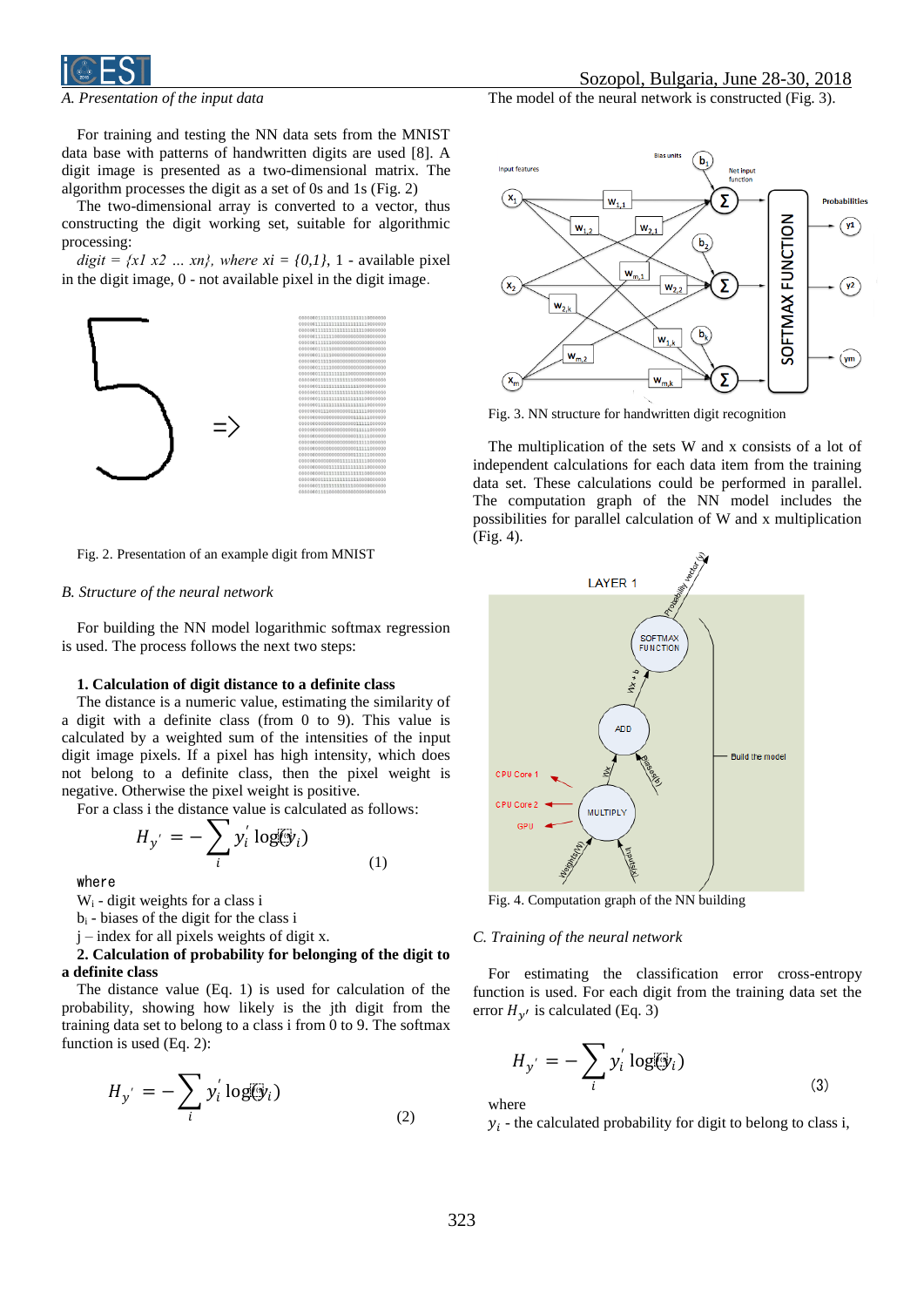*A. Presentation of the input data*

For training and testing the NN data sets from the MNIST data base with patterns of handwritten digits are used [8]. A digit image is presented as a two-dimensional matrix. The algorithm processes the digit as a set of 0s and 1s (Fig. 2)

The two-dimensional array is converted to a vector, thus constructing the digit working set, suitable for algorithmic processing:

*digit = {x1 x2 ... xn}, where xi = {0,1},* 1 - available pixel in the digit image, 0 - not available pixel in the digit image.

Fig. 2. Presentation of an example digit from MNIST

*B. Structure of the neural network*

For building the NN model logarithmic softmax regression is used. The process follows the next two steps:

**1. Calculation of digit distance to a definite class**

The distance is a numeric value, estimating the similarity of a digit with a definite class (from 0 to 9). This value is calculated by a weighted sum of the intensities of the input digit image pixels. If a pixel has high intensity, which does not belong to a definite class, then the pixel weight is negative. Otherwise the pixel weight is positive.

For a class i the distance is calculated as follows:

$$H_{y'} = -\sum_i y_i' \log(y_i) \quad (1)$$

where

$W_i$ - digit weights for a class i

$b_i$ - biases of the digit for the class i

j – index for all pixels weights of digit x.

**2. Calculation of probability for belonging of the digit to a definite class**

The distance value (Eq. 1) is used for calculation of the probability, showing how likely is the jth digit from the training data set to belong to a class i from 0 to 9. The softmax function is used (Eq. 2):

$$H_{y'} = -\sum_i y_i' \log(y_i) \quad (2)$$

The model of the neural network is constructed (Fig. 3).

Fig. 3. NN structure for handwritten digit recognition

The multiplication of the sets W and x consists of a lot of independent calculations for each data item from the training data set. These calculations could be performed in parallel. The computation graph of the NN model includes the possibilities for parallel calculation of W and x multiplication (Fig. 4).

Fig. 4. Computation graph of the NN building

*C. Training of the neural network*

For estimating the classification error cross-entropy function is used. For each digit from the training data set the error $H_{y'}$ is calculated (Eq. 3)

$$H_{y'} = -\sum_i y_i' \log(y_i) \quad (3)$$

where

$y_i$ - the calculated probability for digit to belong to class i,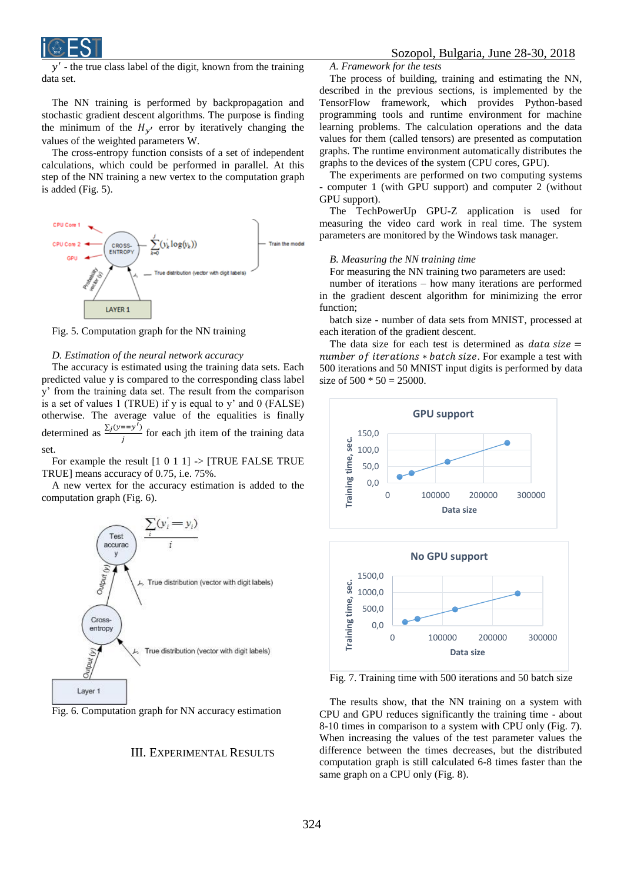$y'$ - the true class label of the digit, known from the training data set.

The NN training is performed by backpropagation and stochastic gradient descent algorithms. The purpose is finding the minimum of the $H_{y'}$ error by iteratively changing the values of the weighted parameters W.

The cross-entropy function consists of a set of independent calculations, which could be performed in parallel. At this step of the NN training a new vertex to the computation graph is added (Fig. 5).

Fig. 5. Computation graph for the NN training

*D. Estimation of the neural network accuracy*

The accuracy is estimated using the training data sets. Each predicted value y is compared to the corresponding class label y' from the training data set. The result from the comparison is a set of values 1 (TRUE) if y is equal to y' and 0 (FALSE) otherwise. The average value of the equalities is finally determined as $\frac{\sum_j (y==y')}{j}$ for each jth item of the training data set.

For example the result [1 0 1 1] -> [TRUE FALSE TRUE TRUE] means accuracy of 0.75, i.e. 75%.

A new vertex for the accuracy estimation is added to the computation graph (Fig. 6).

Fig. 6. Computation graph for NN accuracy estimation

## III. Experimental Results

*A. Framework for the tests*

The process of building, training and estimating the NN, described in the previous sections, is implemented by the TensorFlow framework, which provides Python-based programming tools and runtime environment for machine learning problems. The calculation operations and the data values for them (called tensors) are presented as computation graphs. The runtime environment automatically distributes the graphs to the devices of the system (CPU cores, GPU).

The experiments are performed on two computing systems - computer 1 (with GPU support) and computer 2 (without GPU support).

The TechPowerUp GPU-Z application is used for measuring the video card work in real time. The system parameters are monitored by the Windows task manager.

*B. Measuring the NN training time*

For measuring the NN training two parameters are used:

number of iterations – how many iterations are performed in the gradient descent algorithm for minimizing the error function;

batch size - number of data sets from MNIST, processed at each iteration of the gradient descent.

The data size for each test is determined as $data\ size = number\ of\ iterations * batch\ size$. For example a test with 500 iterations and 50 MNIST input digits is performed by data size of 500 * 50 = 25000.

Fig. 7. Training time with 500 iterations and 50 batch size

The results show, that the NN training on a system with CPU and GPU reduces significantly the training time - about 8-10 times in comparison to a system with CPU only (Fig. 7). When increasing the values of the test parameter values the difference between the times decreases, but the distributed computation graph is still calculated 6-8 times faster than the same graph on a CPU only (Fig. 8).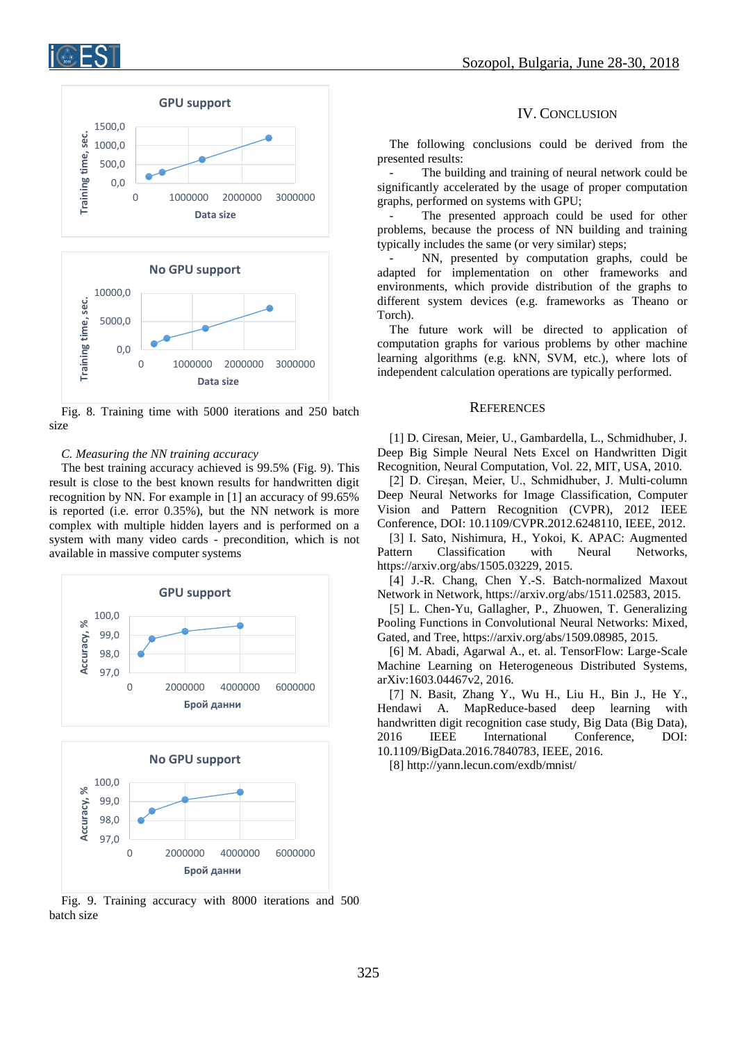GPU support

Training time, sec.

1500,0
1000,0
500,0
0,0

0 1000000 2000000 3000000

Data size

No GPU support

Training time, sec.

10000,0
5000,0
0,0

0 1000000 2000000 3000000

Data size

Fig. 8. Training time with 5000 iterations and 250 batch size

*C. Measuring the NN training accuracy*

The best training accuracy achieved is 99.5% (Fig. 9). This result is close to the best known results for handwritten digit recognition by NN. For example in [1] an accuracy of 99.65% is reported (i.e. error 0.35%), but the NN network is more complex with multiple hidden layers and is performed on a system with many video cards - precondition, which is not available in massive computer systems

GPU support

Accuracy, %

100,0
99,0
98,0
97,0

0 2000000 4000000 6000000

Брой данни

No GPU support

Accuracy, %

100,0
99,0
98,0
97,0

0 2000000 4000000 6000000

Брой данни

Fig. 9. Training accuracy with 8000 iterations and 500 batch size

## IV. Conclusion

The following conclusions could be derived from the presented results:

- The building and training of neural network could be significantly accelerated by the usage of proper computation graphs, performed on systems with GPU;
- The presented approach could be used for other problems, because the process of NN building and training typically includes the same (or very similar) steps;
- NN, presented by computation graphs, could be adapted for implementation on other frameworks and environments, which provide distribution of the graphs to different system devices (e.g. frameworks as Theano or Torch).

The future work will be directed to application of computation graphs for various problems by other machine learning algorithms (e.g. kNN, SVM, etc.), where lots of independent calculation operations are typically performed.

## References

[1] D. Ciresan, Meier, U., Gambardella, L., Schmidhuber, J. Deep Big Simple Neural Nets Excel on Handwritten Digit Recognition, Neural Computation, Vol. 22, MIT, USA, 2010.

[2] D. Cireşan, Meier, U., Schmidhuber, J. Multi-column Deep Neural Networks for Image Classification, Computer Vision and Pattern Recognition (CVPR), 2012 IEEE Conference, DOI: 10.1109/CVPR.2012.6248110, IEEE, 2012.

[3] I. Sato, Nishimura, H., Yokoi, K. APAC: Augmented Pattern Classification with Neural Networks, https://arxiv.org/abs/1505.03229, 2015.

[4] J.-R. Chang, Chen Y.-S. Batch-normalized Maxout Network in Network, https://arxiv.org/abs/1511.02583, 2015.

[5] L. Chen-Yu, Gallagher, P., Zhuowen, T. Generalizing Pooling Functions in Convolutional Neural Networks: Mixed, Gated, and Tree, https://arxiv.org/abs/1509.08985, 2015.

[6] M. Abadi, Agarwal A., et. al. TensorFlow: Large-Scale Machine Learning on Heterogeneous Distributed Systems, arXiv:1603.04467v2, 2016.

[7] N. Basit, Zhang Y., Wu H., Liu H., Bin J., He Y., Hendawi A. MapReduce-based deep learning with handwritten digit recognition case study, Big Data (Big Data), 2016 IEEE International Conference, DOI: 10.1109/BigData.2016.7840783, IEEE, 2016.

[8] http://yann.lecun.com/exdb/mnist/